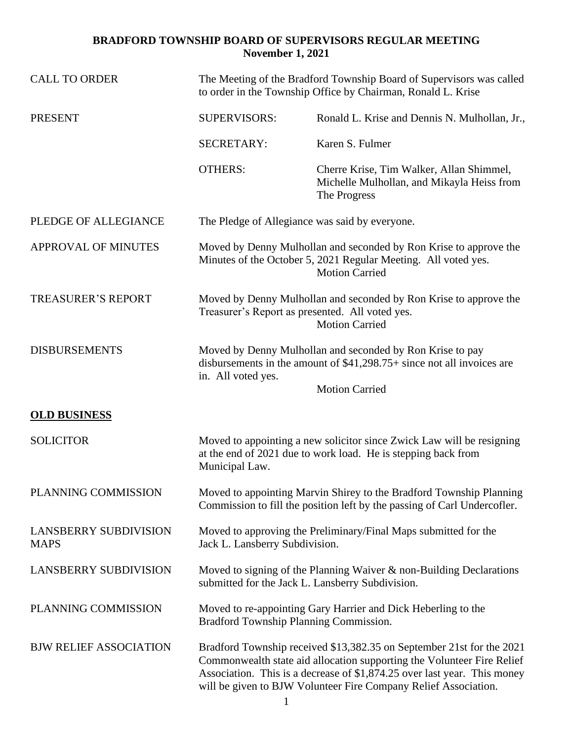**BRADFORD TOWNSHIP BOARD OF SUPERVISORS REGULAR MEETING**
**November 1, 2021**

| | | |
|---|---|---|
| CALL TO ORDER | The Meeting of the Bradford Township Board of Supervisors was called to order in the Township Office by Chairman, Ronald L. Krise | |
| PRESENT | SUPERVISORS: | Ronald L. Krise and Dennis N. Mulhollan, Jr., |
| | SECRETARY: | Karen S. Fulmer |
| | OTHERS: | Cherre Krise, Tim Walker, Allan Shimmel, Michelle Mulhollan, and Mikayla Heiss from The Progress |

PLEDGE OF ALLEGIANCE — The Pledge of Allegiance was said by everyone.

APPROVAL OF MINUTES — Moved by Denny Mulhollan and seconded by Ron Krise to approve the Minutes of the October 5, 2021 Regular Meeting. All voted yes.
Motion Carried

TREASURER'S REPORT — Moved by Denny Mulhollan and seconded by Ron Krise to approve the Treasurer's Report as presented. All voted yes.
Motion Carried

DISBURSEMENTS — Moved by Denny Mulhollan and seconded by Ron Krise to pay disbursements in the amount of $41,298.75+ since not all invoices are in. All voted yes.
Motion Carried

## **OLD BUSINESS**

SOLICITOR — Moved to appointing a new solicitor since Zwick Law will be resigning at the end of 2021 due to work load. He is stepping back from Municipal Law.

PLANNING COMMISSION — Moved to appointing Marvin Shirey to the Bradford Township Planning Commission to fill the position left by the passing of Carl Undercofler.

LANSBERRY SUBDIVISION MAPS — Moved to approving the Preliminary/Final Maps submitted for the Jack L. Lansberry Subdivision.

LANSBERRY SUBDIVISION — Moved to signing of the Planning Waiver & non-Building Declarations submitted for the Jack L. Lansberry Subdivision.

PLANNING COMMISSION — Moved to re-appointing Gary Harrier and Dick Heberling to the Bradford Township Planning Commission.

BJW RELIEF ASSOCIATION — Bradford Township received $13,382.35 on September 21st for the 2021 Commonwealth state aid allocation supporting the Volunteer Fire Relief Association. This is a decrease of $1,874.25 over last year. This money will be given to BJW Volunteer Fire Company Relief Association.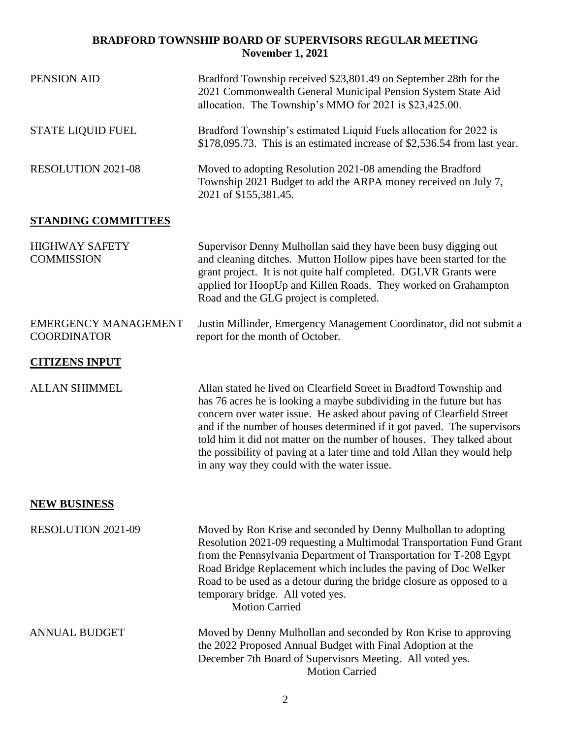**BRADFORD TOWNSHIP BOARD OF SUPERVISORS REGULAR MEETING**
**November 1, 2021**

PENSION AID — Bradford Township received $23,801.49 on September 28th for the 2021 Commonwealth General Municipal Pension System State Aid allocation. The Township's MMO for 2021 is $23,425.00.

STATE LIQUID FUEL — Bradford Township's estimated Liquid Fuels allocation for 2022 is $178,095.73. This is an estimated increase of $2,536.54 from last year.

RESOLUTION 2021-08 — Moved to adopting Resolution 2021-08 amending the Bradford Township 2021 Budget to add the ARPA money received on July 7, 2021 of $155,381.45.

## STANDING COMMITTEES

HIGHWAY SAFETY COMMISSION — Supervisor Denny Mulhollan said they have been busy digging out and cleaning ditches. Mutton Hollow pipes have been started for the grant project. It is not quite half completed. DGLVR Grants were applied for HoopUp and Killen Roads. They worked on Grahampton Road and the GLG project is completed.

EMERGENCY MANAGEMENT COORDINATOR — Justin Millinder, Emergency Management Coordinator, did not submit a report for the month of October.

## CITIZENS INPUT

ALLAN SHIMMEL — Allan stated he lived on Clearfield Street in Bradford Township and has 76 acres he is looking a maybe subdividing in the future but has concern over water issue. He asked about paving of Clearfield Street and if the number of houses determined if it got paved. The supervisors told him it did not matter on the number of houses. They talked about the possibility of paving at a later time and told Allan they would help in any way they could with the water issue.

## NEW BUSINESS

RESOLUTION 2021-09 — Moved by Ron Krise and seconded by Denny Mulhollan to adopting Resolution 2021-09 requesting a Multimodal Transportation Fund Grant from the Pennsylvania Department of Transportation for T-208 Egypt Road Bridge Replacement which includes the paving of Doc Welker Road to be used as a detour during the bridge closure as opposed to a temporary bridge. All voted yes.

Motion Carried

ANNUAL BUDGET — Moved by Denny Mulhollan and seconded by Ron Krise to approving the 2022 Proposed Annual Budget with Final Adoption at the December 7th Board of Supervisors Meeting. All voted yes.

Motion Carried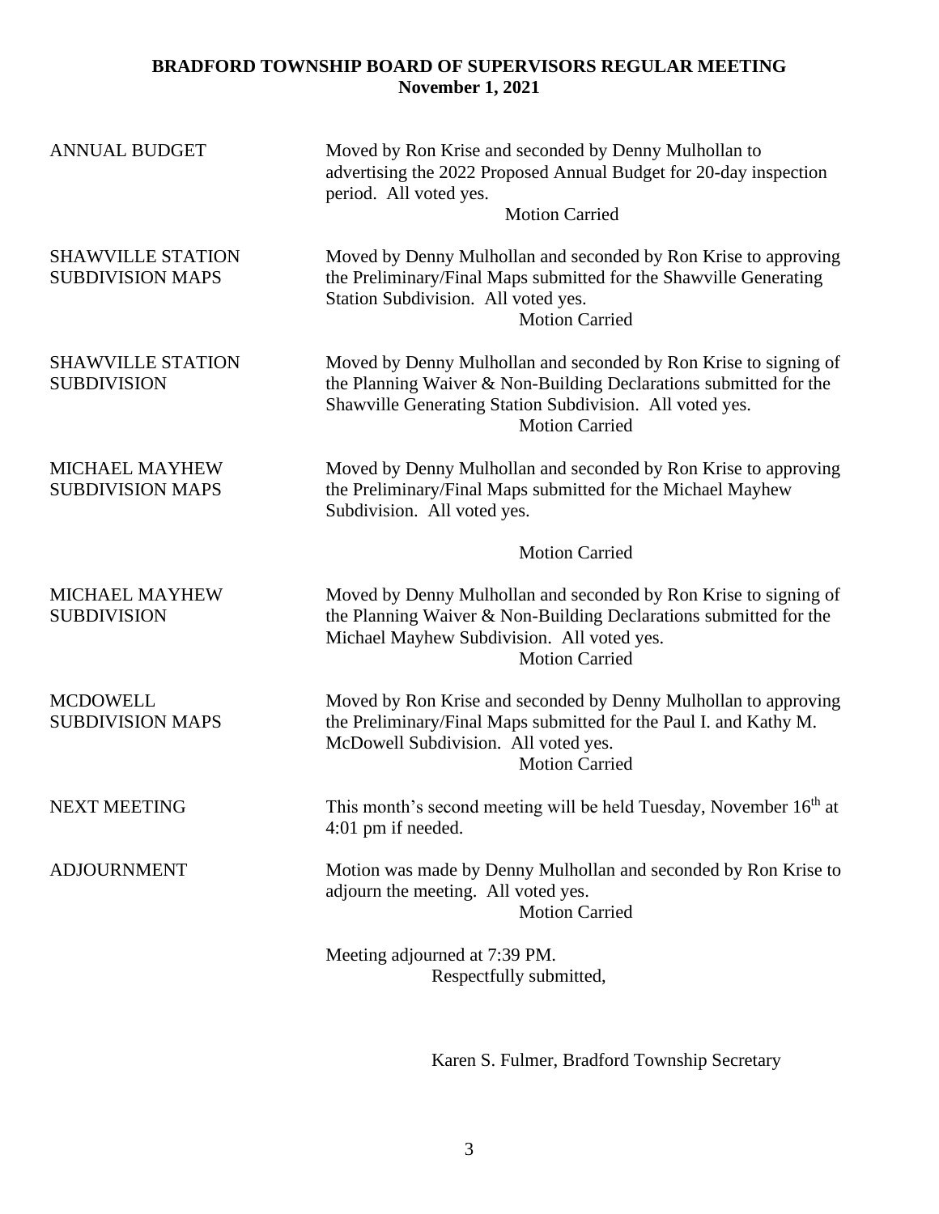**BRADFORD TOWNSHIP BOARD OF SUPERVISORS REGULAR MEETING**
**November 1, 2021**

| | |
|---|---|
| ANNUAL BUDGET | Moved by Ron Krise and seconded by Denny Mulhollan to advertising the 2022 Proposed Annual Budget for 20-day inspection period. All voted yes. Motion Carried |
| SHAWVILLE STATION SUBDIVISION MAPS | Moved by Denny Mulhollan and seconded by Ron Krise to approving the Preliminary/Final Maps submitted for the Shawville Generating Station Subdivision. All voted yes. Motion Carried |
| SHAWVILLE STATION SUBDIVISION | Moved by Denny Mulhollan and seconded by Ron Krise to signing of the Planning Waiver & Non-Building Declarations submitted for the Shawville Generating Station Subdivision. All voted yes. Motion Carried |
| MICHAEL MAYHEW SUBDIVISION MAPS | Moved by Denny Mulhollan and seconded by Ron Krise to approving the Preliminary/Final Maps submitted for the Michael Mayhew Subdivision. All voted yes. Motion Carried |
| MICHAEL MAYHEW SUBDIVISION | Moved by Denny Mulhollan and seconded by Ron Krise to signing of the Planning Waiver & Non-Building Declarations submitted for the Michael Mayhew Subdivision. All voted yes. Motion Carried |
| MCDOWELL SUBDIVISION MAPS | Moved by Ron Krise and seconded by Denny Mulhollan to approving the Preliminary/Final Maps submitted for the Paul I. and Kathy M. McDowell Subdivision. All voted yes. Motion Carried |
| NEXT MEETING | This month's second meeting will be held Tuesday, November 16th at 4:01 pm if needed. |
| ADJOURNMENT | Motion was made by Denny Mulhollan and seconded by Ron Krise to adjourn the meeting. All voted yes. Motion Carried |

Meeting adjourned at 7:39 PM.

Respectfully submitted,

Karen S. Fulmer, Bradford Township Secretary